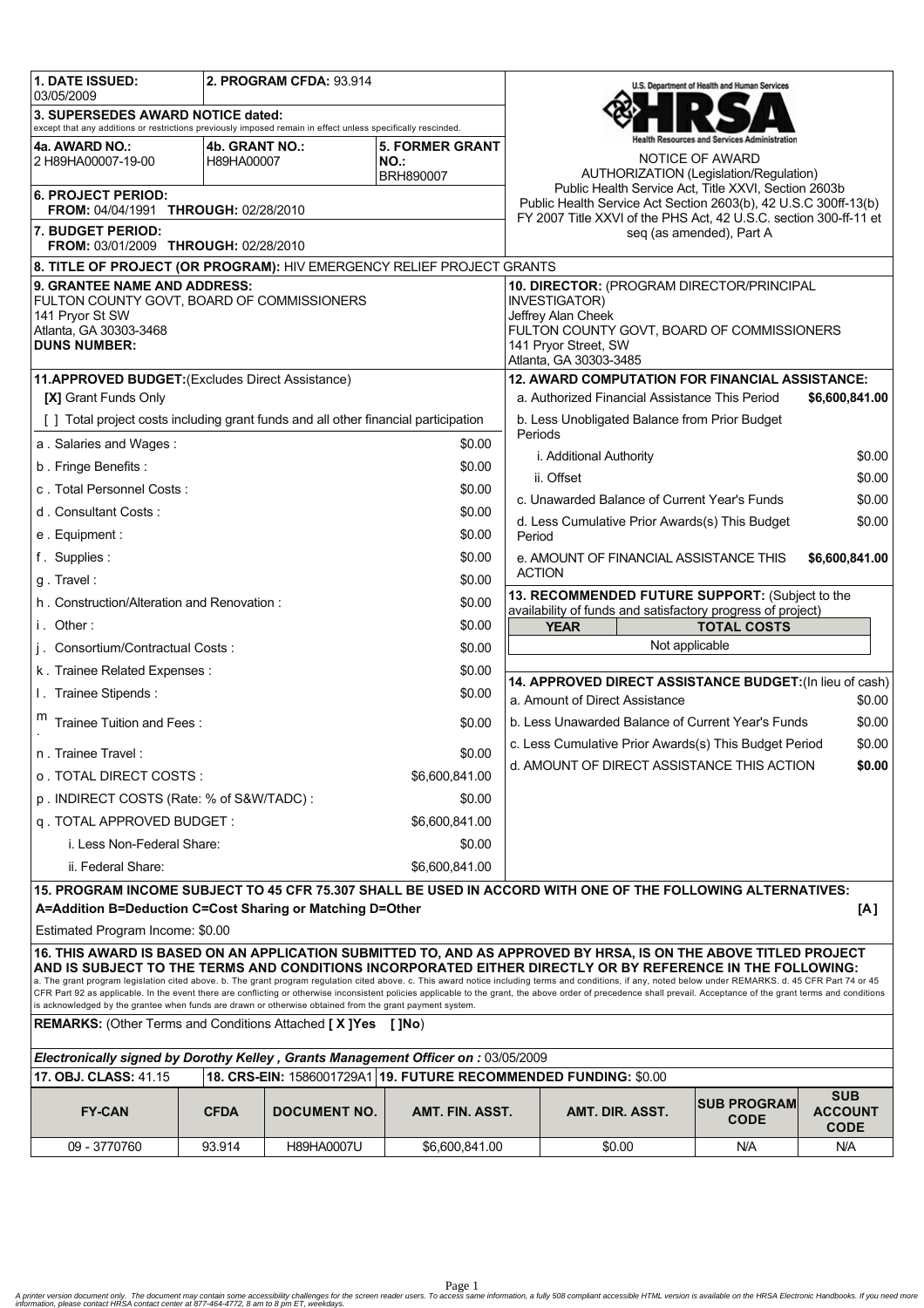| 1. DATE ISSUED: 03/05/2009 | 2. PROGRAM CFDA: 93.914 | |
|---|---|---|
| 3. SUPERSEDES AWARD NOTICE dated: except that any additions or restrictions previously imposed remain in effect unless specifically rescinded. | | |
| 4a. AWARD NO.: 2 H89HA00007-19-00 | 4b. GRANT NO.: H89HA00007 | 5. FORMER GRANT NO.: BRH890007 |
| 6. PROJECT PERIOD: FROM: 04/04/1991 THROUGH: 02/28/2010 | | |
| 7. BUDGET PERIOD: FROM: 03/01/2009 THROUGH: 02/28/2010 | | |

U.S. Department of Health and Human Services
HRSA
Health Resources and Services Administration

NOTICE OF AWARD
AUTHORIZATION (Legislation/Regulation)
Public Health Service Act, Title XXVI, Section 2603b
Public Health Service Act Section 2603(b), 42 U.S.C 300ff-13(b)
FY 2007 Title XXVI of the PHS Act, 42 U.S.C. section 300-ff-11 et seq (as amended), Part A

**8. TITLE OF PROJECT (OR PROGRAM):** HIV EMERGENCY RELIEF PROJECT GRANTS

**9. GRANTEE NAME AND ADDRESS:**
FULTON COUNTY GOVT, BOARD OF COMMISSIONERS
141 Pryor St SW
Atlanta, GA 30303-3468
**DUNS NUMBER:**

**10. DIRECTOR:** (PROGRAM DIRECTOR/PRINCIPAL INVESTIGATOR)
Jeffrey Alan Cheek
FULTON COUNTY GOVT, BOARD OF COMMISSIONERS
141 Pryor Street, SW
Atlanta, GA 30303-3485

**11. APPROVED BUDGET:** (Excludes Direct Assistance)
[X] Grant Funds Only
[ ] Total project costs including grant funds and all other financial participation

| Item | Amount |
|---|---|
| a. Salaries and Wages: | $0.00 |
| b. Fringe Benefits: | $0.00 |
| c. Total Personnel Costs: | $0.00 |
| d. Consultant Costs: | $0.00 |
| e. Equipment: | $0.00 |
| f. Supplies: | $0.00 |
| g. Travel: | $0.00 |
| h. Construction/Alteration and Renovation: | $0.00 |
| i. Other: | $0.00 |
| j. Consortium/Contractual Costs: | $0.00 |
| k. Trainee Related Expenses: | $0.00 |
| l. Trainee Stipends: | $0.00 |
| m. Trainee Tuition and Fees: | $0.00 |
| n. Trainee Travel: | $0.00 |
| o. TOTAL DIRECT COSTS: | $6,600,841.00 |
| p. INDIRECT COSTS (Rate: % of S&W/TADC): | $0.00 |
| q. TOTAL APPROVED BUDGET: | $6,600,841.00 |
| i. Less Non-Federal Share: | $0.00 |
| ii. Federal Share: | $6,600,841.00 |

**12. AWARD COMPUTATION FOR FINANCIAL ASSISTANCE:**

| Item | Amount |
|---|---|
| a. Authorized Financial Assistance This Period | $6,600,841.00 |
| b. Less Unobligated Balance from Prior Budget Periods | |
| i. Additional Authority | $0.00 |
| ii. Offset | $0.00 |
| c. Unawarded Balance of Current Year's Funds | $0.00 |
| d. Less Cumulative Prior Awards(s) This Budget Period | $0.00 |
| e. AMOUNT OF FINANCIAL ASSISTANCE THIS ACTION | $6,600,841.00 |

**13. RECOMMENDED FUTURE SUPPORT:** (Subject to the availability of funds and satisfactory progress of project)

| YEAR | TOTAL COSTS |
|---|---|
| Not applicable | |

**14. APPROVED DIRECT ASSISTANCE BUDGET:** (In lieu of cash)

| Item | Amount |
|---|---|
| a. Amount of Direct Assistance | $0.00 |
| b. Less Unawarded Balance of Current Year's Funds | $0.00 |
| c. Less Cumulative Prior Awards(s) This Budget Period | $0.00 |
| d. AMOUNT OF DIRECT ASSISTANCE THIS ACTION | $0.00 |

**15. PROGRAM INCOME SUBJECT TO 45 CFR 75.307 SHALL BE USED IN ACCORD WITH ONE OF THE FOLLOWING ALTERNATIVES:**
**A=Addition B=Deduction C=Cost Sharing or Matching D=Other** **[A]**

Estimated Program Income: $0.00

**16. THIS AWARD IS BASED ON AN APPLICATION SUBMITTED TO, AND AS APPROVED BY HRSA, IS ON THE ABOVE TITLED PROJECT AND IS SUBJECT TO THE TERMS AND CONDITIONS INCORPORATED EITHER DIRECTLY OR BY REFERENCE IN THE FOLLOWING:**
a. The grant program legislation cited above. b. The grant program regulation cited above. c. This award notice including terms and conditions, if any, noted below under REMARKS. d. 45 CFR Part 74 or 45 CFR Part 92 as applicable. In the event there are conflicting or otherwise inconsistent policies applicable to the grant, the above order of precedence shall prevail. Acceptance of the grant terms and conditions is acknowledged by the grantee when funds are drawn or otherwise obtained from the grant payment system.

**REMARKS:** (Other Terms and Conditions Attached **[ X ]Yes [ ]No**)

***Electronically signed by Dorothy Kelley , Grants Management Officer on :*** 03/05/2009

**17. OBJ. CLASS:** 41.15 | **18. CRS-EIN:** 1586001729A1 | **19. FUTURE RECOMMENDED FUNDING:** $0.00

| FY-CAN | CFDA | DOCUMENT NO. | AMT. FIN. ASST. | AMT. DIR. ASST. | SUB PROGRAM CODE | SUB ACCOUNT CODE |
|---|---|---|---|---|---|---|
| 09 - 3770760 | 93.914 | H89HA0007U | $6,600,841.00 | $0.00 | N/A | N/A |

*A printer version document only. The document may contain some accessibility challenges for the screen reader users. To access same information, a fully 508 compliant accessible HTML version is available on the HRSA Electronic Handbooks. If you need more information, please contact HRSA contact center at 877-464-4772, 8 am to 8 pm ET, weekdays.*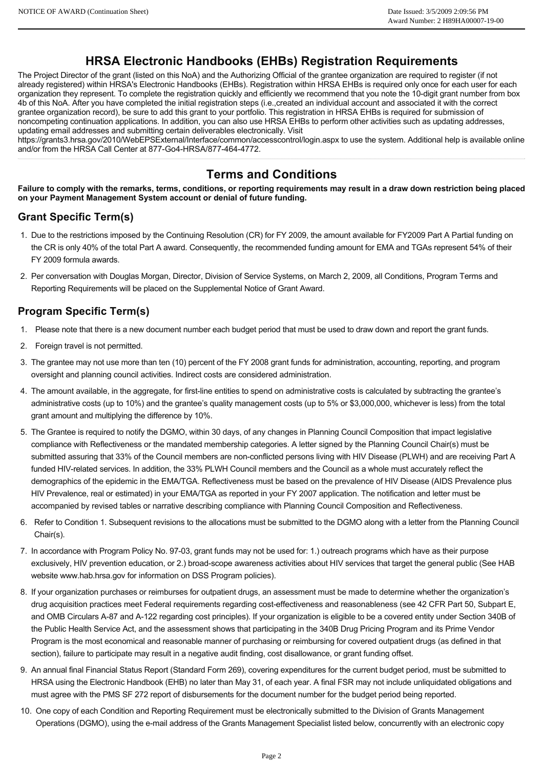## HRSA Electronic Handbooks (EHBs) Registration Requirements

The Project Director of the grant (listed on this NoA) and the Authorizing Official of the grantee organization are required to register (if not already registered) within HRSA's Electronic Handbooks (EHBs). Registration within HRSA EHBs is required only once for each user for each organization they represent. To complete the registration quickly and efficiently we recommend that you note the 10-digit grant number from box 4b of this NoA. After you have completed the initial registration steps (i.e.,created an individual account and associated it with the correct grantee organization record), be sure to add this grant to your portfolio. This registration in HRSA EHBs is required for submission of noncompeting continuation applications. In addition, you can also use HRSA EHBs to perform other activities such as updating addresses, updating email addresses and submitting certain deliverables electronically. Visit https://grants3.hrsa.gov/2010/WebEPSExternal/Interface/common/accesscontrol/login.aspx to use the system. Additional help is available online and/or from the HRSA Call Center at 877-Go4-HRSA/877-464-4772.

## Terms and Conditions

**Failure to comply with the remarks, terms, conditions, or reporting requirements may result in a draw down restriction being placed on your Payment Management System account or denial of future funding.**

### Grant Specific Term(s)

1. Due to the restrictions imposed by the Continuing Resolution (CR) for FY 2009, the amount available for FY2009 Part A Partial funding on the CR is only 40% of the total Part A award. Consequently, the recommended funding amount for EMA and TGAs represent 54% of their FY 2009 formula awards.
2. Per conversation with Douglas Morgan, Director, Division of Service Systems, on March 2, 2009, all Conditions, Program Terms and Reporting Requirements will be placed on the Supplemental Notice of Grant Award.

### Program Specific Term(s)

1. Please note that there is a new document number each budget period that must be used to draw down and report the grant funds.
2. Foreign travel is not permitted.
3. The grantee may not use more than ten (10) percent of the FY 2008 grant funds for administration, accounting, reporting, and program oversight and planning council activities. Indirect costs are considered administration.
4. The amount available, in the aggregate, for first-line entities to spend on administrative costs is calculated by subtracting the grantee's administrative costs (up to 10%) and the grantee's quality management costs (up to 5% or $3,000,000, whichever is less) from the total grant amount and multiplying the difference by 10%.
5. The Grantee is required to notify the DGMO, within 30 days, of any changes in Planning Council Composition that impact legislative compliance with Reflectiveness or the mandated membership categories. A letter signed by the Planning Council Chair(s) must be submitted assuring that 33% of the Council members are non-conflicted persons living with HIV Disease (PLWH) and are receiving Part A funded HIV-related services. In addition, the 33% PLWH Council members and the Council as a whole must accurately reflect the demographics of the epidemic in the EMA/TGA. Reflectiveness must be based on the prevalence of HIV Disease (AIDS Prevalence plus HIV Prevalence, real or estimated) in your EMA/TGA as reported in your FY 2007 application. The notification and letter must be accompanied by revised tables or narrative describing compliance with Planning Council Composition and Reflectiveness.
6. Refer to Condition 1. Subsequent revisions to the allocations must be submitted to the DGMO along with a letter from the Planning Council Chair(s).
7. In accordance with Program Policy No. 97-03, grant funds may not be used for: 1.) outreach programs which have as their purpose exclusively, HIV prevention education, or 2.) broad-scope awareness activities about HIV services that target the general public (See HAB website www.hab.hrsa.gov for information on DSS Program policies).
8. If your organization purchases or reimburses for outpatient drugs, an assessment must be made to determine whether the organization's drug acquisition practices meet Federal requirements regarding cost-effectiveness and reasonableness (see 42 CFR Part 50, Subpart E, and OMB Circulars A-87 and A-122 regarding cost principles). If your organization is eligible to be a covered entity under Section 340B of the Public Health Service Act, and the assessment shows that participating in the 340B Drug Pricing Program and its Prime Vendor Program is the most economical and reasonable manner of purchasing or reimbursing for covered outpatient drugs (as defined in that section), failure to participate may result in a negative audit finding, cost disallowance, or grant funding offset.
9. An annual final Financial Status Report (Standard Form 269), covering expenditures for the current budget period, must be submitted to HRSA using the Electronic Handbook (EHB) no later than May 31, of each year. A final FSR may not include unliquidated obligations and must agree with the PMS SF 272 report of disbursements for the document number for the budget period being reported.
10. One copy of each Condition and Reporting Requirement must be electronically submitted to the Division of Grants Management Operations (DGMO), using the e-mail address of the Grants Management Specialist listed below, concurrently with an electronic copy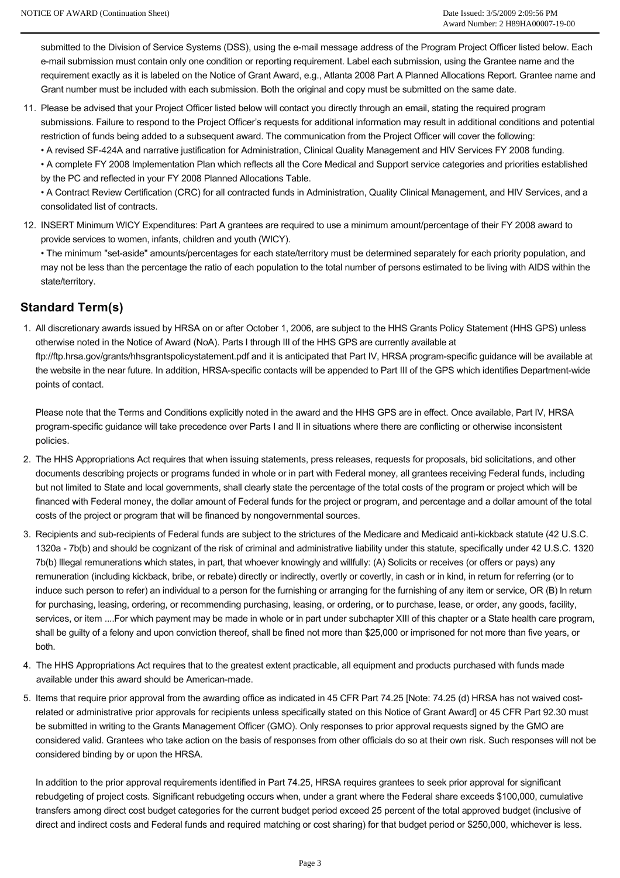submitted to the Division of Service Systems (DSS), using the e-mail message address of the Program Project Officer listed below. Each e-mail submission must contain only one condition or reporting requirement. Label each submission, using the Grantee name and the requirement exactly as it is labeled on the Notice of Grant Award, e.g., Atlanta 2008 Part A Planned Allocations Report. Grantee name and Grant number must be included with each submission. Both the original and copy must be submitted on the same date.

11. Please be advised that your Project Officer listed below will contact you directly through an email, stating the required program submissions. Failure to respond to the Project Officer's requests for additional information may result in additional conditions and potential restriction of funds being added to a subsequent award. The communication from the Project Officer will cover the following:
    • A revised SF-424A and narrative justification for Administration, Clinical Quality Management and HIV Services FY 2008 funding.
    • A complete FY 2008 Implementation Plan which reflects all the Core Medical and Support service categories and priorities established by the PC and reflected in your FY 2008 Planned Allocations Table.
    • A Contract Review Certification (CRC) for all contracted funds in Administration, Quality Clinical Management, and HIV Services, and a consolidated list of contracts.
12. INSERT Minimum WICY Expenditures: Part A grantees are required to use a minimum amount/percentage of their FY 2008 award to provide services to women, infants, children and youth (WICY).
    • The minimum "set-aside" amounts/percentages for each state/territory must be determined separately for each priority population, and may not be less than the percentage the ratio of each population to the total number of persons estimated to be living with AIDS within the state/territory.

## Standard Term(s)

1. All discretionary awards issued by HRSA on or after October 1, 2006, are subject to the HHS Grants Policy Statement (HHS GPS) unless otherwise noted in the Notice of Award (NoA). Parts I through III of the HHS GPS are currently available at ftp://ftp.hrsa.gov/grants/hhsgrantspolicystatement.pdf and it is anticipated that Part IV, HRSA program-specific guidance will be available at the website in the near future. In addition, HRSA-specific contacts will be appended to Part III of the GPS which identifies Department-wide points of contact.

   Please note that the Terms and Conditions explicitly noted in the award and the HHS GPS are in effect. Once available, Part IV, HRSA program-specific guidance will take precedence over Parts I and II in situations where there are conflicting or otherwise inconsistent policies.
2. The HHS Appropriations Act requires that when issuing statements, press releases, requests for proposals, bid solicitations, and other documents describing projects or programs funded in whole or in part with Federal money, all grantees receiving Federal funds, including but not limited to State and local governments, shall clearly state the percentage of the total costs of the program or project which will be financed with Federal money, the dollar amount of Federal funds for the project or program, and percentage and a dollar amount of the total costs of the project or program that will be financed by nongovernmental sources.
3. Recipients and sub-recipients of Federal funds are subject to the strictures of the Medicare and Medicaid anti-kickback statute (42 U.S.C. 1320a - 7b(b) and should be cognizant of the risk of criminal and administrative liability under this statute, specifically under 42 U.S.C. 1320 7b(b) Illegal remunerations which states, in part, that whoever knowingly and willfully: (A) Solicits or receives (or offers or pays) any remuneration (including kickback, bribe, or rebate) directly or indirectly, overtly or covertly, in cash or in kind, in return for referring (or to induce such person to refer) an individual to a person for the furnishing or arranging for the furnishing of any item or service, OR (B) In return for purchasing, leasing, ordering, or recommending purchasing, leasing, or ordering, or to purchase, lease, or order, any goods, facility, services, or item ....For which payment may be made in whole or in part under subchapter XIII of this chapter or a State health care program, shall be guilty of a felony and upon conviction thereof, shall be fined not more than $25,000 or imprisoned for not more than five years, or both.
4. The HHS Appropriations Act requires that to the greatest extent practicable, all equipment and products purchased with funds made available under this award should be American-made.
5. Items that require prior approval from the awarding office as indicated in 45 CFR Part 74.25 [Note: 74.25 (d) HRSA has not waived cost-related or administrative prior approvals for recipients unless specifically stated on this Notice of Grant Award] or 45 CFR Part 92.30 must be submitted in writing to the Grants Management Officer (GMO). Only responses to prior approval requests signed by the GMO are considered valid. Grantees who take action on the basis of responses from other officials do so at their own risk. Such responses will not be considered binding by or upon the HRSA.

   In addition to the prior approval requirements identified in Part 74.25, HRSA requires grantees to seek prior approval for significant rebudgeting of project costs. Significant rebudgeting occurs when, under a grant where the Federal share exceeds $100,000, cumulative transfers among direct cost budget categories for the current budget period exceed 25 percent of the total approved budget (inclusive of direct and indirect costs and Federal funds and required matching or cost sharing) for that budget period or $250,000, whichever is less.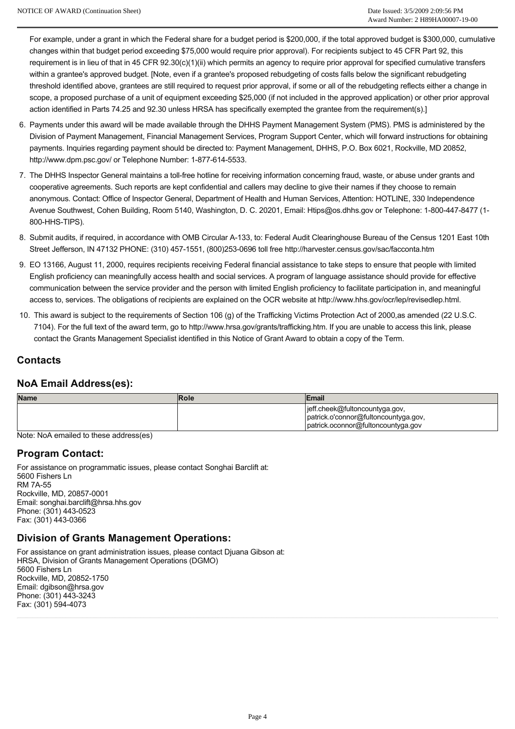For example, under a grant in which the Federal share for a budget period is $200,000, if the total approved budget is $300,000, cumulative changes within that budget period exceeding $75,000 would require prior approval). For recipients subject to 45 CFR Part 92, this requirement is in lieu of that in 45 CFR 92.30(c)(1)(ii) which permits an agency to require prior approval for specified cumulative transfers within a grantee's approved budget. [Note, even if a grantee's proposed rebudgeting of costs falls below the significant rebudgeting threshold identified above, grantees are still required to request prior approval, if some or all of the rebudgeting reflects either a change in scope, a proposed purchase of a unit of equipment exceeding $25,000 (if not included in the approved application) or other prior approval action identified in Parts 74.25 and 92.30 unless HRSA has specifically exempted the grantee from the requirement(s).]

6. Payments under this award will be made available through the DHHS Payment Management System (PMS). PMS is administered by the Division of Payment Management, Financial Management Services, Program Support Center, which will forward instructions for obtaining payments. Inquiries regarding payment should be directed to: Payment Management, DHHS, P.O. Box 6021, Rockville, MD 20852, http://www.dpm.psc.gov/ or Telephone Number: 1-877-614-5533.
7. The DHHS Inspector General maintains a toll-free hotline for receiving information concerning fraud, waste, or abuse under grants and cooperative agreements. Such reports are kept confidential and callers may decline to give their names if they choose to remain anonymous. Contact: Office of Inspector General, Department of Health and Human Services, Attention: HOTLINE, 330 Independence Avenue Southwest, Cohen Building, Room 5140, Washington, D. C. 20201, Email: Htips@os.dhhs.gov or Telephone: 1-800-447-8477 (1-800-HHS-TIPS).
8. Submit audits, if required, in accordance with OMB Circular A-133, to: Federal Audit Clearinghouse Bureau of the Census 1201 East 10th Street Jefferson, IN 47132 PHONE: (310) 457-1551, (800)253-0696 toll free http://harvester.census.gov/sac/facconta.htm
9. EO 13166, August 11, 2000, requires recipients receiving Federal financial assistance to take steps to ensure that people with limited English proficiency can meaningfully access health and social services. A program of language assistance should provide for effective communication between the service provider and the person with limited English proficiency to facilitate participation in, and meaningful access to, services. The obligations of recipients are explained on the OCR website at http://www.hhs.gov/ocr/lep/revisedlep.html.
10. This award is subject to the requirements of Section 106 (g) of the Trafficking Victims Protection Act of 2000,as amended (22 U.S.C. 7104). For the full text of the award term, go to http://www.hrsa.gov/grants/trafficking.htm. If you are unable to access this link, please contact the Grants Management Specialist identified in this Notice of Grant Award to obtain a copy of the Term.

## Contacts

## NoA Email Address(es):

| Name | Role | Email |
|---|---|---|
| | | jeff.cheek@fultoncountyga.gov, patrick.o'connor@fultoncountyga.gov, patrick.oconnor@fultoncountyga.gov |

Note: NoA emailed to these address(es)

## Program Contact:

For assistance on programmatic issues, please contact Songhai Barclift at:
5600 Fishers Ln
RM 7A-55
Rockville, MD, 20857-0001
Email: songhai.barclift@hrsa.hhs.gov
Phone: (301) 443-0523
Fax: (301) 443-0366

## Division of Grants Management Operations:

For assistance on grant administration issues, please contact Djuana Gibson at:
HRSA, Division of Grants Management Operations (DGMO)
5600 Fishers Ln
Rockville, MD, 20852-1750
Email: dgibson@hrsa.gov
Phone: (301) 443-3243
Fax: (301) 594-4073